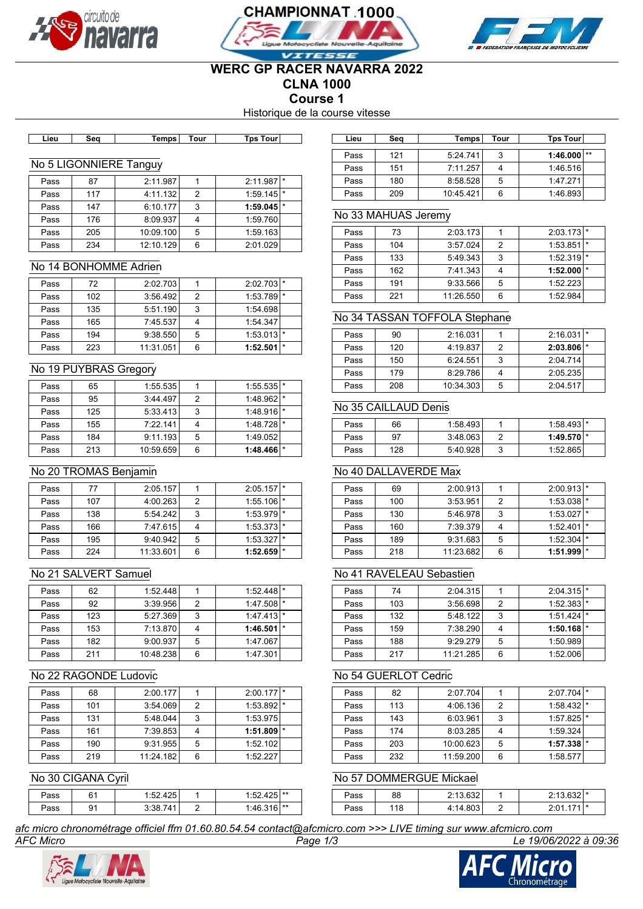# WERC GP RACER NAVARRA 2022

## CLNA 1000

## Course 1

Historique de la course vitesse

### No 5 LIGONNIERE Tanguy

| Lieu | Seq | Temps | Tour | Tps Tour | |
|---|---|---|---|---|---|
| Pass | 87 | 2:11.987 | 1 | 2:11.987 | * |
| Pass | 117 | 4:11.132 | 2 | 1:59.145 | * |
| Pass | 147 | 6:10.177 | 3 | **1:59.045** | * |
| Pass | 176 | 8:09.937 | 4 | 1:59.760 | |
| Pass | 205 | 10:09.100 | 5 | 1:59.163 | |
| Pass | 234 | 12:10.129 | 6 | 2:01.029 | |

### No 14 BONHOMME Adrien

| Lieu | Seq | Temps | Tour | Tps Tour | |
|---|---|---|---|---|---|
| Pass | 72 | 2:02.703 | 1 | 2:02.703 | * |
| Pass | 102 | 3:56.492 | 2 | 1:53.789 | * |
| Pass | 135 | 5:51.190 | 3 | 1:54.698 | |
| Pass | 165 | 7:45.537 | 4 | 1:54.347 | |
| Pass | 194 | 9:38.550 | 5 | 1:53.013 | * |
| Pass | 223 | 11:31.051 | 6 | **1:52.501** | * |

### No 19 PUYBRAS Gregory

| Lieu | Seq | Temps | Tour | Tps Tour | |
|---|---|---|---|---|---|
| Pass | 65 | 1:55.535 | 1 | 1:55.535 | * |
| Pass | 95 | 3:44.497 | 2 | 1:48.962 | * |
| Pass | 125 | 5:33.413 | 3 | 1:48.916 | * |
| Pass | 155 | 7:22.141 | 4 | 1:48.728 | * |
| Pass | 184 | 9:11.193 | 5 | 1:49.052 | |
| Pass | 213 | 10:59.659 | 6 | **1:48.466** | * |

### No 20 TROMAS Benjamin

| Lieu | Seq | Temps | Tour | Tps Tour | |
|---|---|---|---|---|---|
| Pass | 77 | 2:05.157 | 1 | 2:05.157 | * |
| Pass | 107 | 4:00.263 | 2 | 1:55.106 | * |
| Pass | 138 | 5:54.242 | 3 | 1:53.979 | * |
| Pass | 166 | 7:47.615 | 4 | 1:53.373 | * |
| Pass | 195 | 9:40.942 | 5 | 1:53.327 | * |
| Pass | 224 | 11:33.601 | 6 | **1:52.659** | * |

### No 21 SALVERT Samuel

| Lieu | Seq | Temps | Tour | Tps Tour | |
|---|---|---|---|---|---|
| Pass | 62 | 1:52.448 | 1 | 1:52.448 | * |
| Pass | 92 | 3:39.956 | 2 | 1:47.508 | * |
| Pass | 123 | 5:27.369 | 3 | 1:47.413 | * |
| Pass | 153 | 7:13.870 | 4 | **1:46.501** | * |
| Pass | 182 | 9:00.937 | 5 | 1:47.067 | |
| Pass | 211 | 10:48.238 | 6 | 1:47.301 | |

### No 22 RAGONDE Ludovic

| Lieu | Seq | Temps | Tour | Tps Tour | |
|---|---|---|---|---|---|
| Pass | 68 | 2:00.177 | 1 | 2:00.177 | * |
| Pass | 101 | 3:54.069 | 2 | 1:53.892 | * |
| Pass | 131 | 5:48.044 | 3 | 1:53.975 | |
| Pass | 161 | 7:39.853 | 4 | **1:51.809** | * |
| Pass | 190 | 9:31.955 | 5 | 1:52.102 | |
| Pass | 219 | 11:24.182 | 6 | 1:52.227 | |

### No 30 CIGANA Cyril

| Lieu | Seq | Temps | Tour | Tps Tour | |
|---|---|---|---|---|---|
| Pass | 61 | 1:52.425 | 1 | 1:52.425 | ** |
| Pass | 91 | 3:38.741 | 2 | 1:46.316 | ** |
| Pass | 121 | 5:24.741 | 3 | **1:46.000** | ** |
| Pass | 151 | 7:11.257 | 4 | 1:46.516 | |
| Pass | 180 | 8:58.528 | 5 | 1:47.271 | |
| Pass | 209 | 10:45.421 | 6 | 1:46.893 | |

### No 33 MAHUAS Jeremy

| Lieu | Seq | Temps | Tour | Tps Tour | |
|---|---|---|---|---|---|
| Pass | 73 | 2:03.173 | 1 | 2:03.173 | * |
| Pass | 104 | 3:57.024 | 2 | 1:53.851 | * |
| Pass | 133 | 5:49.343 | 3 | 1:52.319 | * |
| Pass | 162 | 7:41.343 | 4 | **1:52.000** | * |
| Pass | 191 | 9:33.566 | 5 | 1:52.223 | |
| Pass | 221 | 11:26.550 | 6 | 1:52.984 | |

### No 34 TASSAN TOFFOLA Stephane

| Lieu | Seq | Temps | Tour | Tps Tour | |
|---|---|---|---|---|---|
| Pass | 90 | 2:16.031 | 1 | 2:16.031 | * |
| Pass | 120 | 4:19.837 | 2 | **2:03.806** | * |
| Pass | 150 | 6:24.551 | 3 | 2:04.714 | |
| Pass | 179 | 8:29.786 | 4 | 2:05.235 | |
| Pass | 208 | 10:34.303 | 5 | 2:04.517 | |

### No 35 CAILLAUD Denis

| Lieu | Seq | Temps | Tour | Tps Tour | |
|---|---|---|---|---|---|
| Pass | 66 | 1:58.493 | 1 | 1:58.493 | * |
| Pass | 97 | 3:48.063 | 2 | **1:49.570** | * |
| Pass | 128 | 5:40.928 | 3 | 1:52.865 | |

### No 40 DALLAVERDE Max

| Lieu | Seq | Temps | Tour | Tps Tour | |
|---|---|---|---|---|---|
| Pass | 69 | 2:00.913 | 1 | 2:00.913 | * |
| Pass | 100 | 3:53.951 | 2 | 1:53.038 | * |
| Pass | 130 | 5:46.978 | 3 | 1:53.027 | * |
| Pass | 160 | 7:39.379 | 4 | 1:52.401 | * |
| Pass | 189 | 9:31.683 | 5 | 1:52.304 | * |
| Pass | 218 | 11:23.682 | 6 | **1:51.999** | * |

### No 41 RAVELEAU Sebastien

| Lieu | Seq | Temps | Tour | Tps Tour | |
|---|---|---|---|---|---|
| Pass | 74 | 2:04.315 | 1 | 2:04.315 | * |
| Pass | 103 | 3:56.698 | 2 | 1:52.383 | * |
| Pass | 132 | 5:48.122 | 3 | 1:51.424 | * |
| Pass | 159 | 7:38.290 | 4 | **1:50.168** | * |
| Pass | 188 | 9:29.279 | 5 | 1:50.989 | |
| Pass | 217 | 11:21.285 | 6 | 1:52.006 | |

### No 54 GUERLOT Cedric

| Lieu | Seq | Temps | Tour | Tps Tour | |
|---|---|---|---|---|---|
| Pass | 82 | 2:07.704 | 1 | 2:07.704 | * |
| Pass | 113 | 4:06.136 | 2 | 1:58.432 | * |
| Pass | 143 | 6:03.961 | 3 | 1:57.825 | * |
| Pass | 174 | 8:03.285 | 4 | 1:59.324 | |
| Pass | 203 | 10:00.623 | 5 | **1:57.338** | * |
| Pass | 232 | 11:59.200 | 6 | 1:58.577 | |

### No 57 DOMMERGUE Mickael

| Lieu | Seq | Temps | Tour | Tps Tour | |
|---|---|---|---|---|---|
| Pass | 88 | 2:13.632 | 1 | 2:13.632 | * |
| Pass | 118 | 4:14.803 | 2 | 2:01.171 | * |

*afc micro chronométrage officiel ffm 01.60.80.54.54 contact@afcmicro.com >>> LIVE timing sur www.afcmicro.com*

*AFC Micro* — *Le 19/06/2022 à 09:36*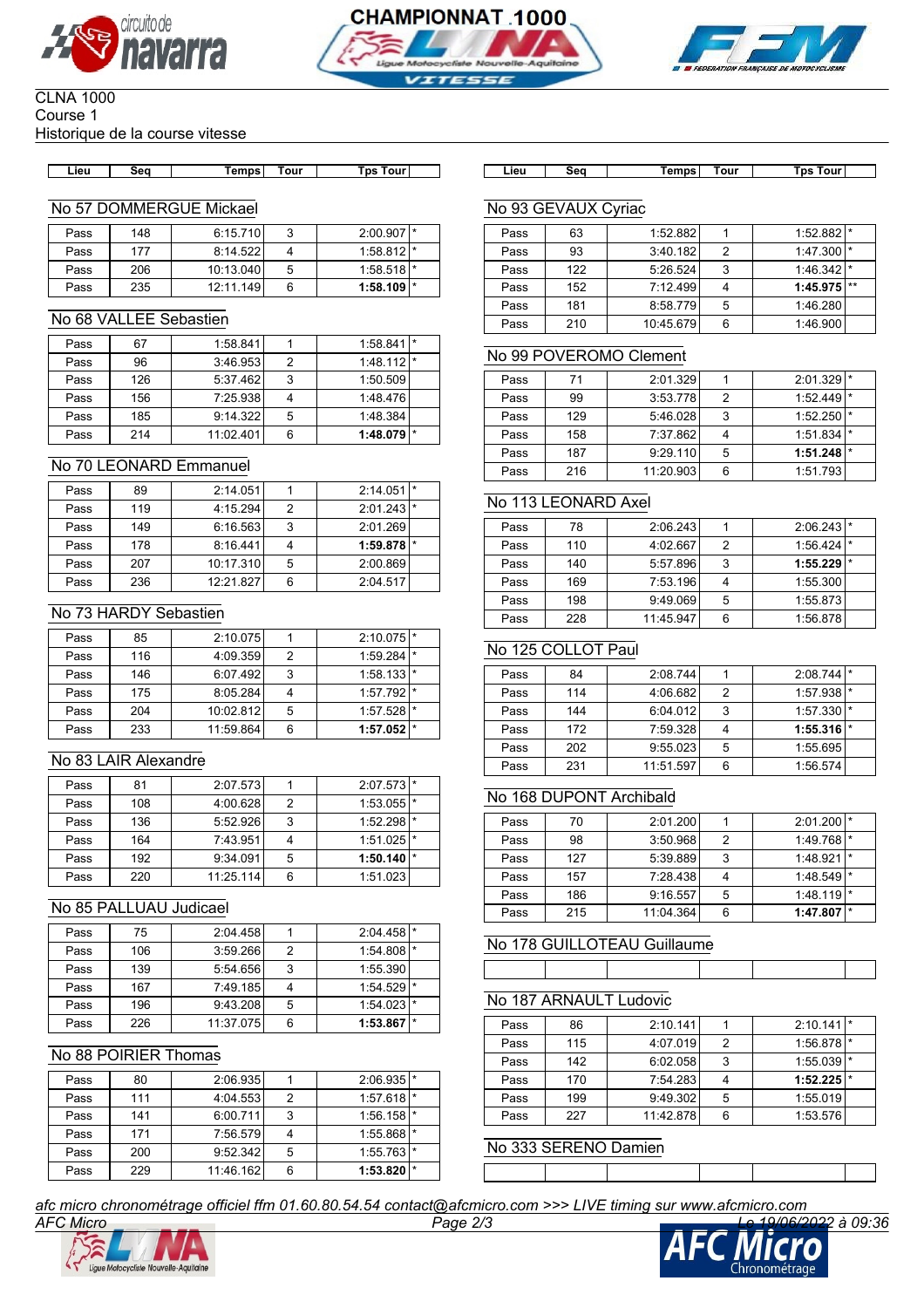CLNA 1000
Course 1
Historique de la course vitesse

### No 57 DOMMERGUE Mickael

| Lieu | Seq | Temps | Tour | Tps Tour | |
|---|---|---|---|---|---|
| Pass | 148 | 6:15.710 | 3 | 2:00.907 | * |
| Pass | 177 | 8:14.522 | 4 | 1:58.812 | * |
| Pass | 206 | 10:13.040 | 5 | 1:58.518 | * |
| Pass | 235 | 12:11.149 | 6 | **1:58.109** | * |

### No 68 VALLEE Sebastien

| Lieu | Seq | Temps | Tour | Tps Tour | |
|---|---|---|---|---|---|
| Pass | 67 | 1:58.841 | 1 | 1:58.841 | * |
| Pass | 96 | 3:46.953 | 2 | 1:48.112 | * |
| Pass | 126 | 5:37.462 | 3 | 1:50.509 | |
| Pass | 156 | 7:25.938 | 4 | 1:48.476 | |
| Pass | 185 | 9:14.322 | 5 | 1:48.384 | |
| Pass | 214 | 11:02.401 | 6 | **1:48.079** | * |

### No 70 LEONARD Emmanuel

| Lieu | Seq | Temps | Tour | Tps Tour | |
|---|---|---|---|---|---|
| Pass | 89 | 2:14.051 | 1 | 2:14.051 | * |
| Pass | 119 | 4:15.294 | 2 | 2:01.243 | * |
| Pass | 149 | 6:16.563 | 3 | 2:01.269 | |
| Pass | 178 | 8:16.441 | 4 | **1:59.878** | * |
| Pass | 207 | 10:17.310 | 5 | 2:00.869 | |
| Pass | 236 | 12:21.827 | 6 | 2:04.517 | |

### No 73 HARDY Sebastien

| Lieu | Seq | Temps | Tour | Tps Tour | |
|---|---|---|---|---|---|
| Pass | 85 | 2:10.075 | 1 | 2:10.075 | * |
| Pass | 116 | 4:09.359 | 2 | 1:59.284 | * |
| Pass | 146 | 6:07.492 | 3 | 1:58.133 | * |
| Pass | 175 | 8:05.284 | 4 | 1:57.792 | * |
| Pass | 204 | 10:02.812 | 5 | 1:57.528 | * |
| Pass | 233 | 11:59.864 | 6 | **1:57.052** | * |

### No 83 LAIR Alexandre

| Lieu | Seq | Temps | Tour | Tps Tour | |
|---|---|---|---|---|---|
| Pass | 81 | 2:07.573 | 1 | 2:07.573 | * |
| Pass | 108 | 4:00.628 | 2 | 1:53.055 | * |
| Pass | 136 | 5:52.926 | 3 | 1:52.298 | * |
| Pass | 164 | 7:43.951 | 4 | 1:51.025 | * |
| Pass | 192 | 9:34.091 | 5 | **1:50.140** | * |
| Pass | 220 | 11:25.114 | 6 | 1:51.023 | |

### No 85 PALLUAU Judicael

| Lieu | Seq | Temps | Tour | Tps Tour | |
|---|---|---|---|---|---|
| Pass | 75 | 2:04.458 | 1 | 2:04.458 | * |
| Pass | 106 | 3:59.266 | 2 | 1:54.808 | * |
| Pass | 139 | 5:54.656 | 3 | 1:55.390 | |
| Pass | 167 | 7:49.185 | 4 | 1:54.529 | * |
| Pass | 196 | 9:43.208 | 5 | 1:54.023 | * |
| Pass | 226 | 11:37.075 | 6 | **1:53.867** | * |

### No 88 POIRIER Thomas

| Lieu | Seq | Temps | Tour | Tps Tour | |
|---|---|---|---|---|---|
| Pass | 80 | 2:06.935 | 1 | 2:06.935 | * |
| Pass | 111 | 4:04.553 | 2 | 1:57.618 | * |
| Pass | 141 | 6:00.711 | 3 | 1:56.158 | * |
| Pass | 171 | 7:56.579 | 4 | 1:55.868 | * |
| Pass | 200 | 9:52.342 | 5 | 1:55.763 | * |
| Pass | 229 | 11:46.162 | 6 | **1:53.820** | * |

### No 93 GEVAUX Cyriac

| Lieu | Seq | Temps | Tour | Tps Tour | |
|---|---|---|---|---|---|
| Pass | 63 | 1:52.882 | 1 | 1:52.882 | * |
| Pass | 93 | 3:40.182 | 2 | 1:47.300 | * |
| Pass | 122 | 5:26.524 | 3 | 1:46.342 | * |
| Pass | 152 | 7:12.499 | 4 | **1:45.975** | ** |
| Pass | 181 | 8:58.779 | 5 | 1:46.280 | |
| Pass | 210 | 10:45.679 | 6 | 1:46.900 | |

### No 99 POVEROMO Clement

| Lieu | Seq | Temps | Tour | Tps Tour | |
|---|---|---|---|---|---|
| Pass | 71 | 2:01.329 | 1 | 2:01.329 | * |
| Pass | 99 | 3:53.778 | 2 | 1:52.449 | * |
| Pass | 129 | 5:46.028 | 3 | 1:52.250 | * |
| Pass | 158 | 7:37.862 | 4 | 1:51.834 | * |
| Pass | 187 | 9:29.110 | 5 | **1:51.248** | * |
| Pass | 216 | 11:20.903 | 6 | 1:51.793 | |

### No 113 LEONARD Axel

| Lieu | Seq | Temps | Tour | Tps Tour | |
|---|---|---|---|---|---|
| Pass | 78 | 2:06.243 | 1 | 2:06.243 | * |
| Pass | 110 | 4:02.667 | 2 | 1:56.424 | * |
| Pass | 140 | 5:57.896 | 3 | **1:55.229** | * |
| Pass | 169 | 7:53.196 | 4 | 1:55.300 | |
| Pass | 198 | 9:49.069 | 5 | 1:55.873 | |
| Pass | 228 | 11:45.947 | 6 | 1:56.878 | |

### No 125 COLLOT Paul

| Lieu | Seq | Temps | Tour | Tps Tour | |
|---|---|---|---|---|---|
| Pass | 84 | 2:08.744 | 1 | 2:08.744 | * |
| Pass | 114 | 4:06.682 | 2 | 1:57.938 | * |
| Pass | 144 | 6:04.012 | 3 | 1:57.330 | * |
| Pass | 172 | 7:59.328 | 4 | **1:55.316** | * |
| Pass | 202 | 9:55.023 | 5 | 1:55.695 | |
| Pass | 231 | 11:51.597 | 6 | 1:56.574 | |

### No 168 DUPONT Archibald

| Lieu | Seq | Temps | Tour | Tps Tour | |
|---|---|---|---|---|---|
| Pass | 70 | 2:01.200 | 1 | 2:01.200 | * |
| Pass | 98 | 3:50.968 | 2 | 1:49.768 | * |
| Pass | 127 | 5:39.889 | 3 | 1:48.921 | * |
| Pass | 157 | 7:28.438 | 4 | 1:48.549 | * |
| Pass | 186 | 9:16.557 | 5 | 1:48.119 | * |
| Pass | 215 | 11:04.364 | 6 | **1:47.807** | * |

### No 178 GUILLOTEAU Guillaume

| Lieu | Seq | Temps | Tour | Tps Tour | |
|---|---|---|---|---|---|
| | | | | | |

### No 187 ARNAULT Ludovic

| Lieu | Seq | Temps | Tour | Tps Tour | |
|---|---|---|---|---|---|
| Pass | 86 | 2:10.141 | 1 | 2:10.141 | * |
| Pass | 115 | 4:07.019 | 2 | 1:56.878 | * |
| Pass | 142 | 6:02.058 | 3 | 1:55.039 | * |
| Pass | 170 | 7:54.283 | 4 | **1:52.225** | * |
| Pass | 199 | 9:49.302 | 5 | 1:55.019 | |
| Pass | 227 | 11:42.878 | 6 | 1:53.576 | |

### No 333 SERENO Damien

| Lieu | Seq | Temps | Tour | Tps Tour | |
|---|---|---|---|---|---|
| | | | | | |

*afc micro chronométrage officiel ffm 01.60.80.54.54 contact@afcmicro.com >>> LIVE timing sur www.afcmicro.com*

AFC Micro — Le 19/06/2022 à 09:36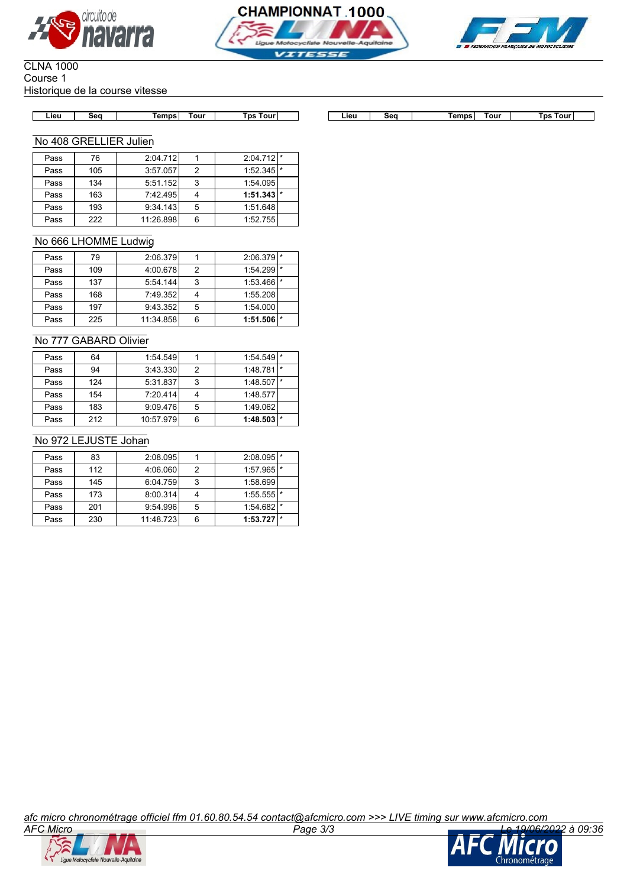CLNA 1000
Course 1
Historique de la course vitesse

## No 408 GRELLIER Julien

| Lieu | Seq | Temps | Tour | Tps Tour | |
|---|---|---|---|---|---|
| Pass | 76 | 2:04.712 | 1 | 2:04.712 | * |
| Pass | 105 | 3:57.057 | 2 | 1:52.345 | * |
| Pass | 134 | 5:51.152 | 3 | 1:54.095 | |
| Pass | 163 | 7:42.495 | 4 | **1:51.343** | * |
| Pass | 193 | 9:34.143 | 5 | 1:51.648 | |
| Pass | 222 | 11:26.898 | 6 | 1:52.755 | |

## No 666 LHOMME Ludwig

| Lieu | Seq | Temps | Tour | Tps Tour | |
|---|---|---|---|---|---|
| Pass | 79 | 2:06.379 | 1 | 2:06.379 | * |
| Pass | 109 | 4:00.678 | 2 | 1:54.299 | * |
| Pass | 137 | 5:54.144 | 3 | 1:53.466 | * |
| Pass | 168 | 7:49.352 | 4 | 1:55.208 | |
| Pass | 197 | 9:43.352 | 5 | 1:54.000 | |
| Pass | 225 | 11:34.858 | 6 | **1:51.506** | * |

## No 777 GABARD Olivier

| Lieu | Seq | Temps | Tour | Tps Tour | |
|---|---|---|---|---|---|
| Pass | 64 | 1:54.549 | 1 | 1:54.549 | * |
| Pass | 94 | 3:43.330 | 2 | 1:48.781 | * |
| Pass | 124 | 5:31.837 | 3 | 1:48.507 | * |
| Pass | 154 | 7:20.414 | 4 | 1:48.577 | |
| Pass | 183 | 9:09.476 | 5 | 1:49.062 | |
| Pass | 212 | 10:57.979 | 6 | **1:48.503** | * |

## No 972 LEJUSTE Johan

| Lieu | Seq | Temps | Tour | Tps Tour | |
|---|---|---|---|---|---|
| Pass | 83 | 2:08.095 | 1 | 2:08.095 | * |
| Pass | 112 | 4:06.060 | 2 | 1:57.965 | * |
| Pass | 145 | 6:04.759 | 3 | 1:58.699 | |
| Pass | 173 | 8:00.314 | 4 | 1:55.555 | * |
| Pass | 201 | 9:54.996 | 5 | 1:54.682 | * |
| Pass | 230 | 11:48.723 | 6 | **1:53.727** | * |

*afc micro chronométrage officiel ffm 01.60.80.54.54 contact@afcmicro.com >>> LIVE timing sur www.afcmicro.com*

*AFC Micro* — *Le 19/06/2022 à 09:36*